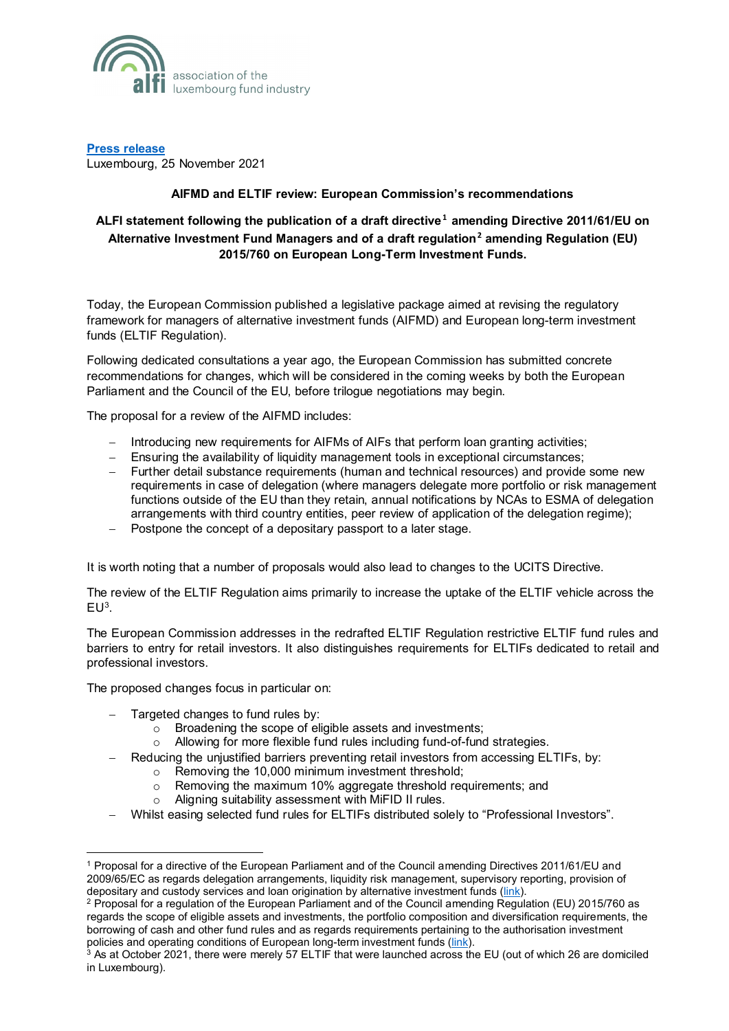association of the luxembourg fund industry

**Press release**
Luxembourg, 25 November 2021

**AIFMD and ELTIF review: European Commission's recommendations**

**ALFI statement following the publication of a draft directive[1] amending Directive 2011/61/EU on Alternative Investment Fund Managers and of a draft regulation[2] amending Regulation (EU) 2015/760 on European Long-Term Investment Funds.**

Today, the European Commission published a legislative package aimed at revising the regulatory framework for managers of alternative investment funds (AIFMD) and European long-term investment funds (ELTIF Regulation).

Following dedicated consultations a year ago, the European Commission has submitted concrete recommendations for changes, which will be considered in the coming weeks by both the European Parliament and the Council of the EU, before trilogue negotiations may begin.

The proposal for a review of the AIFMD includes:

- Introducing new requirements for AIFMs of AIFs that perform loan granting activities;
- Ensuring the availability of liquidity management tools in exceptional circumstances;
- Further detail substance requirements (human and technical resources) and provide some new requirements in case of delegation (where managers delegate more portfolio or risk management functions outside of the EU than they retain, annual notifications by NCAs to ESMA of delegation arrangements with third country entities, peer review of application of the delegation regime);
- Postpone the concept of a depositary passport to a later stage.

It is worth noting that a number of proposals would also lead to changes to the UCITS Directive.

The review of the ELTIF Regulation aims primarily to increase the uptake of the ELTIF vehicle across the EU[3].

The European Commission addresses in the redrafted ELTIF Regulation restrictive ELTIF fund rules and barriers to entry for retail investors. It also distinguishes requirements for ELTIFs dedicated to retail and professional investors.

The proposed changes focus in particular on:

- Targeted changes to fund rules by:
  - Broadening the scope of eligible assets and investments;
  - Allowing for more flexible fund rules including fund-of-fund strategies.
- Reducing the unjustified barriers preventing retail investors from accessing ELTIFs, by:
  - Removing the 10,000 minimum investment threshold;
  - Removing the maximum 10% aggregate threshold requirements; and
  - Aligning suitability assessment with MiFID II rules.
- Whilst easing selected fund rules for ELTIFs distributed solely to "Professional Investors".

---

[1] Proposal for a directive of the European Parliament and of the Council amending Directives 2011/61/EU and 2009/65/EC as regards delegation arrangements, liquidity risk management, supervisory reporting, provision of depositary and custody services and loan origination by alternative investment funds (link).

[2] Proposal for a regulation of the European Parliament and of the Council amending Regulation (EU) 2015/760 as regards the scope of eligible assets and investments, the portfolio composition and diversification requirements, the borrowing of cash and other fund rules and as regards requirements pertaining to the authorisation investment policies and operating conditions of European long-term investment funds (link).

[3] As at October 2021, there were merely 57 ELTIF that were launched across the EU (out of which 26 are domiciled in Luxembourg).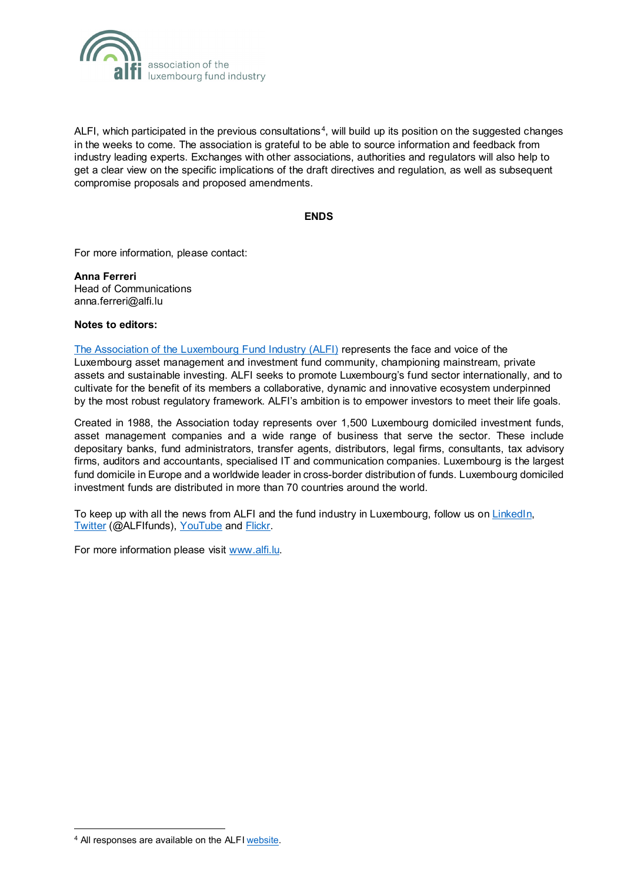ALFI, which participated in the previous consultations[4], will build up its position on the suggested changes in the weeks to come. The association is grateful to be able to source information and feedback from industry leading experts. Exchanges with other associations, authorities and regulators will also help to get a clear view on the specific implications of the draft directives and regulation, as well as subsequent compromise proposals and proposed amendments.

**ENDS**

For more information, please contact:

**Anna Ferreri**
Head of Communications
anna.ferreri@alfi.lu

**Notes to editors:**

The Association of the Luxembourg Fund Industry (ALFI) represents the face and voice of the Luxembourg asset management and investment fund community, championing mainstream, private assets and sustainable investing. ALFI seeks to promote Luxembourg's fund sector internationally, and to cultivate for the benefit of its members a collaborative, dynamic and innovative ecosystem underpinned by the most robust regulatory framework. ALFI's ambition is to empower investors to meet their life goals.

Created in 1988, the Association today represents over 1,500 Luxembourg domiciled investment funds, asset management companies and a wide range of business that serve the sector. These include depositary banks, fund administrators, transfer agents, distributors, legal firms, consultants, tax advisory firms, auditors and accountants, specialised IT and communication companies. Luxembourg is the largest fund domicile in Europe and a worldwide leader in cross-border distribution of funds. Luxembourg domiciled investment funds are distributed in more than 70 countries around the world.

To keep up with all the news from ALFI and the fund industry in Luxembourg, follow us on LinkedIn, Twitter (@ALFIfunds), YouTube and Flickr.

For more information please visit www.alfi.lu.

[4] All responses are available on the ALFI website.